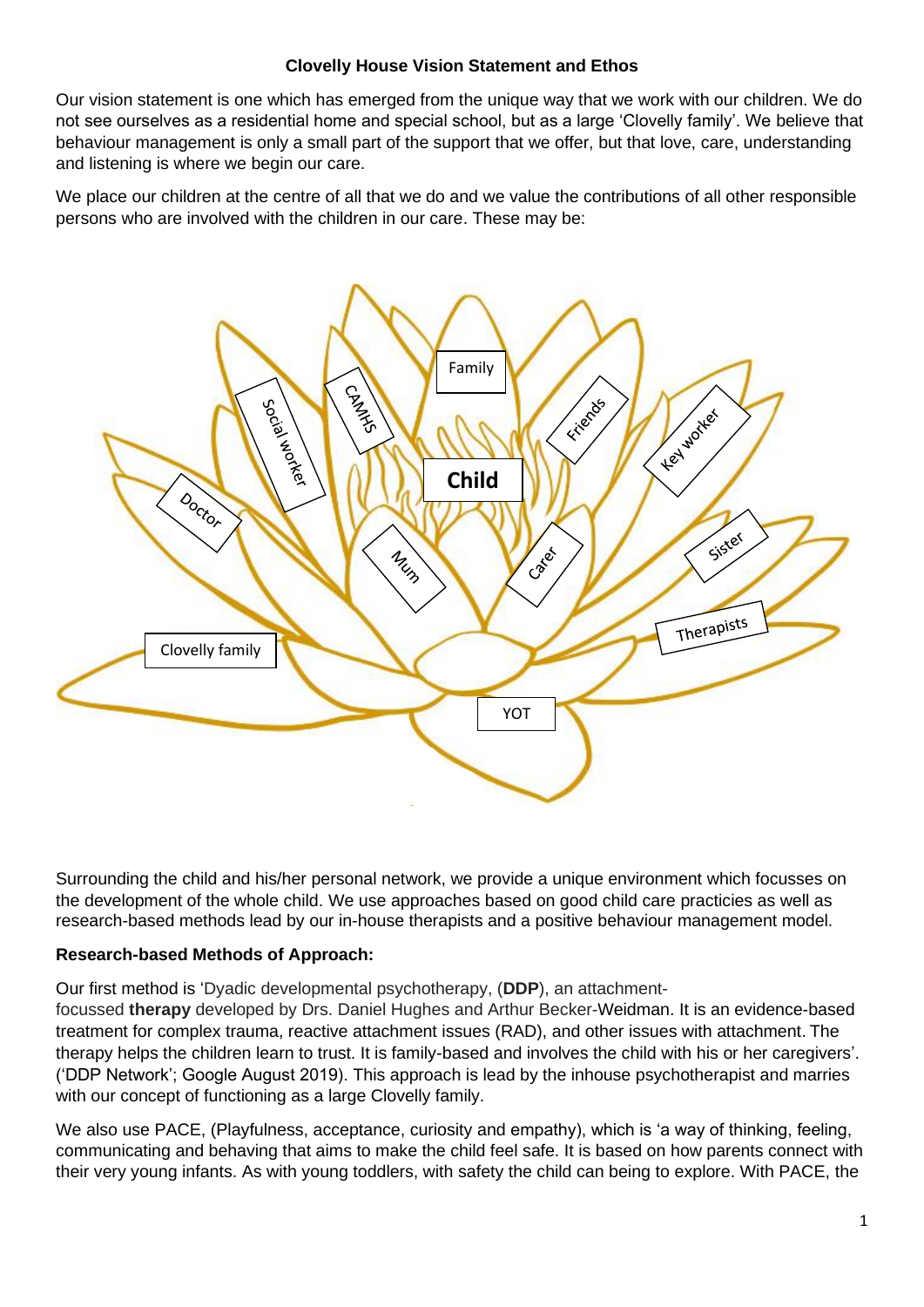**Clovelly House Vision Statement and Ethos**

Our vision statement is one which has emerged from the unique way that we work with our children. We do not see ourselves as a residential home and special school, but as a large 'Clovelly family'. We believe that behaviour management is only a small part of the support that we offer, but that love, care, understanding and listening is where we begin our care.

We place our children at the centre of all that we do and we value the contributions of all other responsible persons who are involved with the children in our care. These may be:

- Child
- Family
- CAMHS
- Social worker
- Friends
- Key worker
- Doctor
- Mum
- Carer
- Sister
- Therapists
- Clovelly family
- YOT

Surrounding the child and his/her personal network, we provide a unique environment which focusses on the development of the whole child. We use approaches based on good child care practicies as well as research-based methods lead by our in-house therapists and a positive behaviour management model.

**Research-based Methods of Approach:**

Our first method is 'Dyadic developmental psychotherapy, (**DDP**), an attachment-focussed **therapy** developed by Drs. Daniel Hughes and Arthur Becker-Weidman. It is an evidence-based treatment for complex trauma, reactive attachment issues (RAD), and other issues with attachment. The therapy helps the children learn to trust. It is family-based and involves the child with his or her caregivers'. ('DDP Network'; Google August 2019). This approach is lead by the inhouse psychotherapist and marries with our concept of functioning as a large Clovelly family.

We also use PACE, (Playfulness, acceptance, curiosity and empathy), which is 'a way of thinking, feeling, communicating and behaving that aims to make the child feel safe. It is based on how parents connect with their very young infants. As with young toddlers, with safety the child can being to explore. With PACE, the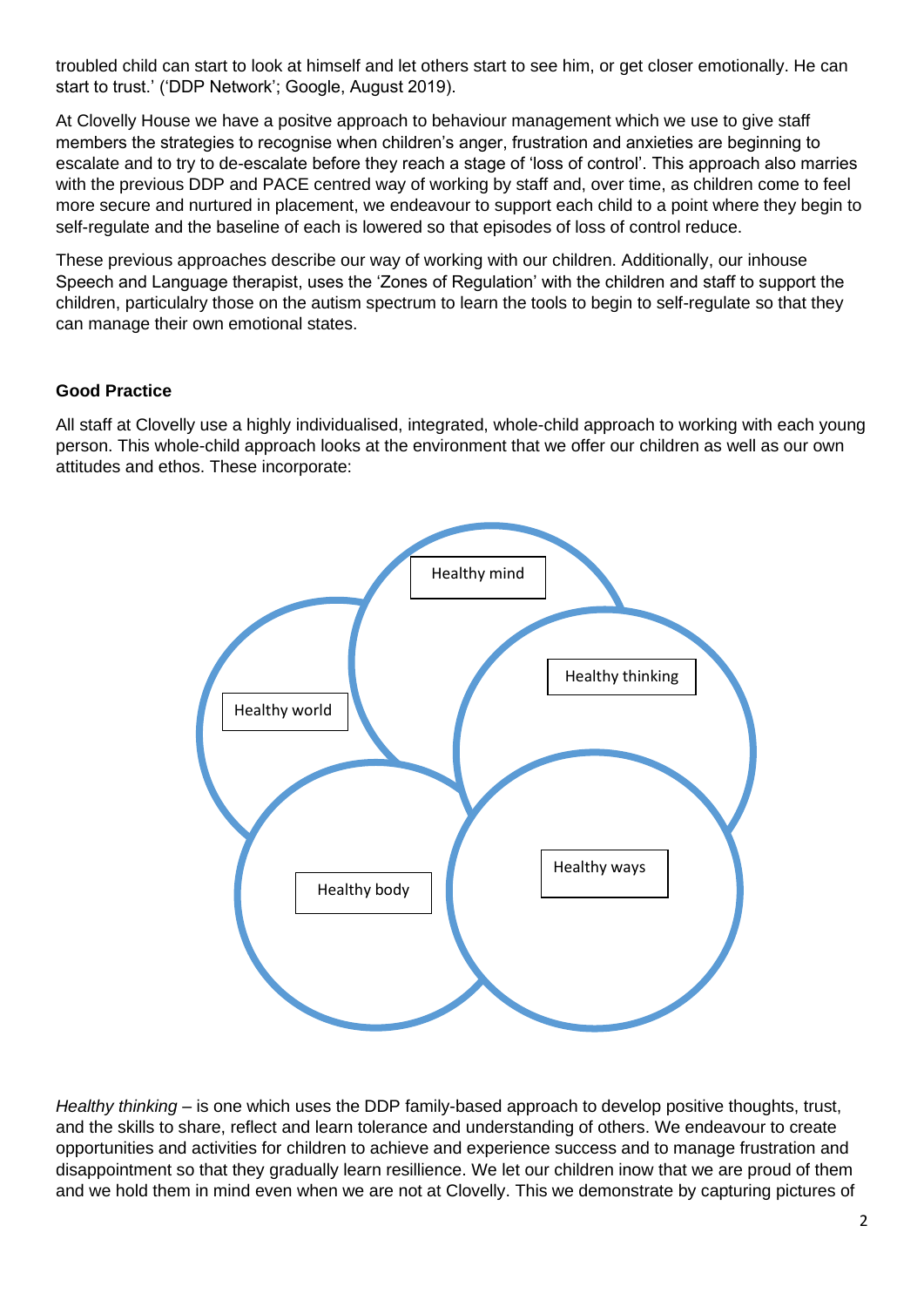troubled child can start to look at himself and let others start to see him, or get closer emotionally. He can start to trust.' ('DDP Network'; Google, August 2019).

At Clovelly House we have a positve approach to behaviour management which we use to give staff members the strategies to recognise when children's anger, frustration and anxieties are beginning to escalate and to try to de-escalate before they reach a stage of 'loss of control'. This approach also marries with the previous DDP and PACE centred way of working by staff and, over time, as children come to feel more secure and nurtured in placement, we endeavour to support each child to a point where they begin to self-regulate and the baseline of each is lowered so that episodes of loss of control reduce.

These previous approaches describe our way of working with our children. Additionally, our inhouse Speech and Language therapist, uses the 'Zones of Regulation' with the children and staff to support the children, particulalry those on the autism spectrum to learn the tools to begin to self-regulate so that they can manage their own emotional states.

### Good Practice

All staff at Clovelly use a highly individualised, integrated, whole-child approach to working with each young person. This whole-child approach looks at the environment that we offer our children as well as our own attitudes and ethos. These incorporate:

Healthy mind

Healthy thinking

Healthy world

Healthy body

Healthy ways

*Healthy thinking* – is one which uses the DDP family-based approach to develop positive thoughts, trust, and the skills to share, reflect and learn tolerance and understanding of others. We endeavour to create opportunities and activities for children to achieve and experience success and to manage frustration and disappointment so that they gradually learn resillience. We let our children inow that we are proud of them and we hold them in mind even when we are not at Clovelly. This we demonstrate by capturing pictures of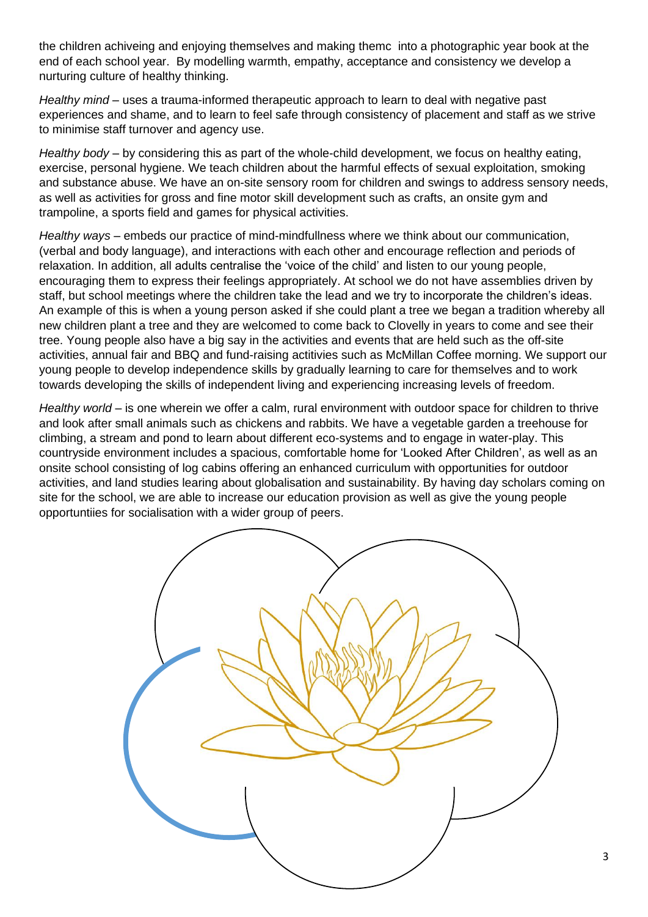the children achiveing and enjoying themselves and making themc into a photographic year book at the end of each school year. By modelling warmth, empathy, acceptance and consistency we develop a nurturing culture of healthy thinking.

*Healthy mind* – uses a trauma-informed therapeutic approach to learn to deal with negative past experiences and shame, and to learn to feel safe through consistency of placement and staff as we strive to minimise staff turnover and agency use.

*Healthy body* – by considering this as part of the whole-child development, we focus on healthy eating, exercise, personal hygiene. We teach children about the harmful effects of sexual exploitation, smoking and substance abuse. We have an on-site sensory room for children and swings to address sensory needs, as well as activities for gross and fine motor skill development such as crafts, an onsite gym and trampoline, a sports field and games for physical activities.

*Healthy ways* – embeds our practice of mind-mindfullness where we think about our communication, (verbal and body language), and interactions with each other and encourage reflection and periods of relaxation. In addition, all adults centralise the 'voice of the child' and listen to our young people, encouraging them to express their feelings appropriately. At school we do not have assemblies driven by staff, but school meetings where the children take the lead and we try to incorporate the children's ideas. An example of this is when a young person asked if she could plant a tree we began a tradition whereby all new children plant a tree and they are welcomed to come back to Clovelly in years to come and see their tree. Young people also have a big say in the activities and events that are held such as the off-site activities, annual fair and BBQ and fund-raising actitivies such as McMillan Coffee morning. We support our young people to develop independence skills by gradually learning to care for themselves and to work towards developing the skills of independent living and experiencing increasing levels of freedom.

*Healthy world* – is one wherein we offer a calm, rural environment with outdoor space for children to thrive and look after small animals such as chickens and rabbits. We have a vegetable garden a treehouse for climbing, a stream and pond to learn about different eco-systems and to engage in water-play. This countryside environment includes a spacious, comfortable home for 'Looked After Children', as well as an onsite school consisting of log cabins offering an enhanced curriculum with opportunities for outdoor activities, and land studies learing about globalisation and sustainability. By having day scholars coming on site for the school, we are able to increase our education provision as well as give the young people opportuntiies for socialisation with a wider group of peers.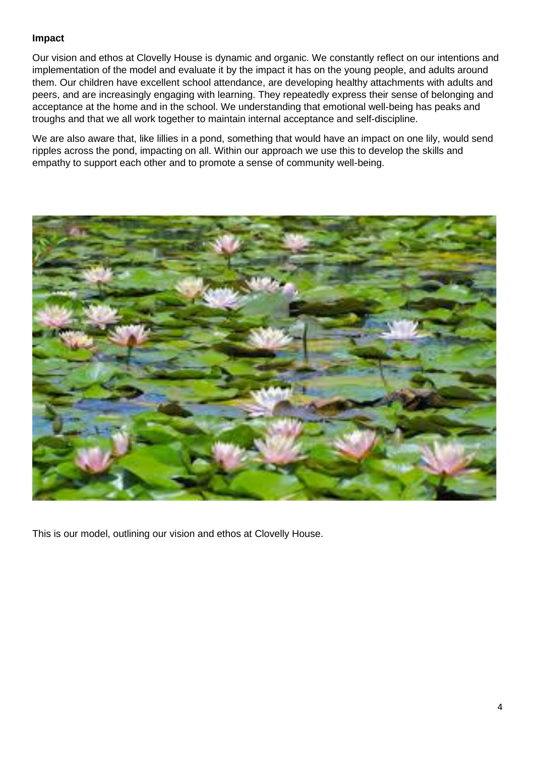**Impact**

Our vision and ethos at Clovelly House is dynamic and organic. We constantly reflect on our intentions and implementation of the model and evaluate it by the impact it has on the young people, and adults around them. Our children have excellent school attendance, are developing healthy attachments with adults and peers, and are increasingly engaging with learning. They repeatedly express their sense of belonging and acceptance at the home and in the school. We understanding that emotional well-being has peaks and troughs and that we all work together to maintain internal acceptance and self-discipline.

We are also aware that, like lillies in a pond, something that would have an impact on one lily, would send ripples across the pond, impacting on all. Within our approach we use this to develop the skills and empathy to support each other and to promote a sense of community well-being.

This is our model, outlining our vision and ethos at Clovelly House.